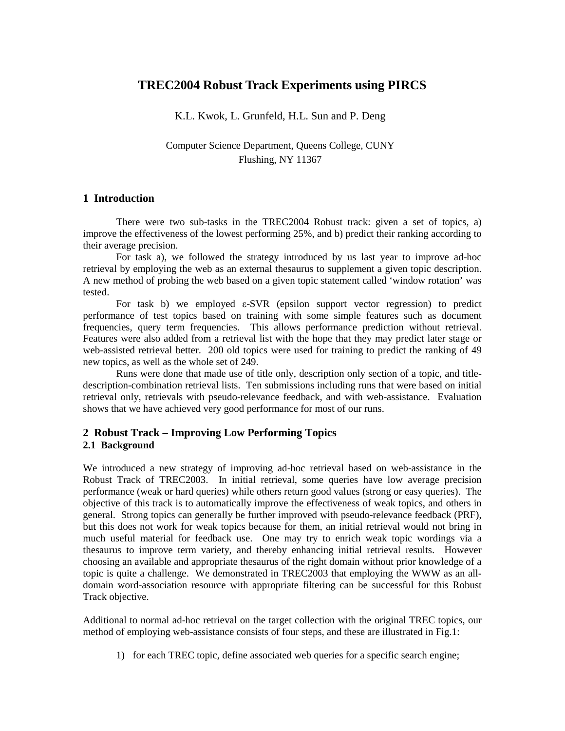# TREC2004 Robust Track Experiments using PIRCS

K.L. Kwok, L. Grunfeld, H.L. Sun and P. Deng

Computer Science Department, Queens College, CUNY
Flushing, NY 11367

## 1 Introduction

There were two sub-tasks in the TREC2004 Robust track: given a set of topics, a) improve the effectiveness of the lowest performing 25%, and b) predict their ranking according to their average precision.

For task a), we followed the strategy introduced by us last year to improve ad-hoc retrieval by employing the web as an external thesaurus to supplement a given topic description. A new method of probing the web based on a given topic statement called 'window rotation' was tested.

For task b) we employed $\varepsilon$-SVR (epsilon support vector regression) to predict performance of test topics based on training with some simple features such as document frequencies, query term frequencies. This allows performance prediction without retrieval. Features were also added from a retrieval list with the hope that they may predict later stage or web-assisted retrieval better. 200 old topics were used for training to predict the ranking of 49 new topics, as well as the whole set of 249.

Runs were done that made use of title only, description only section of a topic, and title-description-combination retrieval lists. Ten submissions including runs that were based on initial retrieval only, retrievals with pseudo-relevance feedback, and with web-assistance. Evaluation shows that we have achieved very good performance for most of our runs.

## 2 Robust Track – Improving Low Performing Topics

### 2.1 Background

We introduced a new strategy of improving ad-hoc retrieval based on web-assistance in the Robust Track of TREC2003. In initial retrieval, some queries have low average precision performance (weak or hard queries) while others return good values (strong or easy queries). The objective of this track is to automatically improve the effectiveness of weak topics, and others in general. Strong topics can generally be further improved with pseudo-relevance feedback (PRF), but this does not work for weak topics because for them, an initial retrieval would not bring in much useful material for feedback use. One may try to enrich weak topic wordings via a thesaurus to improve term variety, and thereby enhancing initial retrieval results. However choosing an available and appropriate thesaurus of the right domain without prior knowledge of a topic is quite a challenge. We demonstrated in TREC2003 that employing the WWW as an all-domain word-association resource with appropriate filtering can be successful for this Robust Track objective.

Additional to normal ad-hoc retrieval on the target collection with the original TREC topics, our method of employing web-assistance consists of four steps, and these are illustrated in Fig.1:

1) for each TREC topic, define associated web queries for a specific search engine;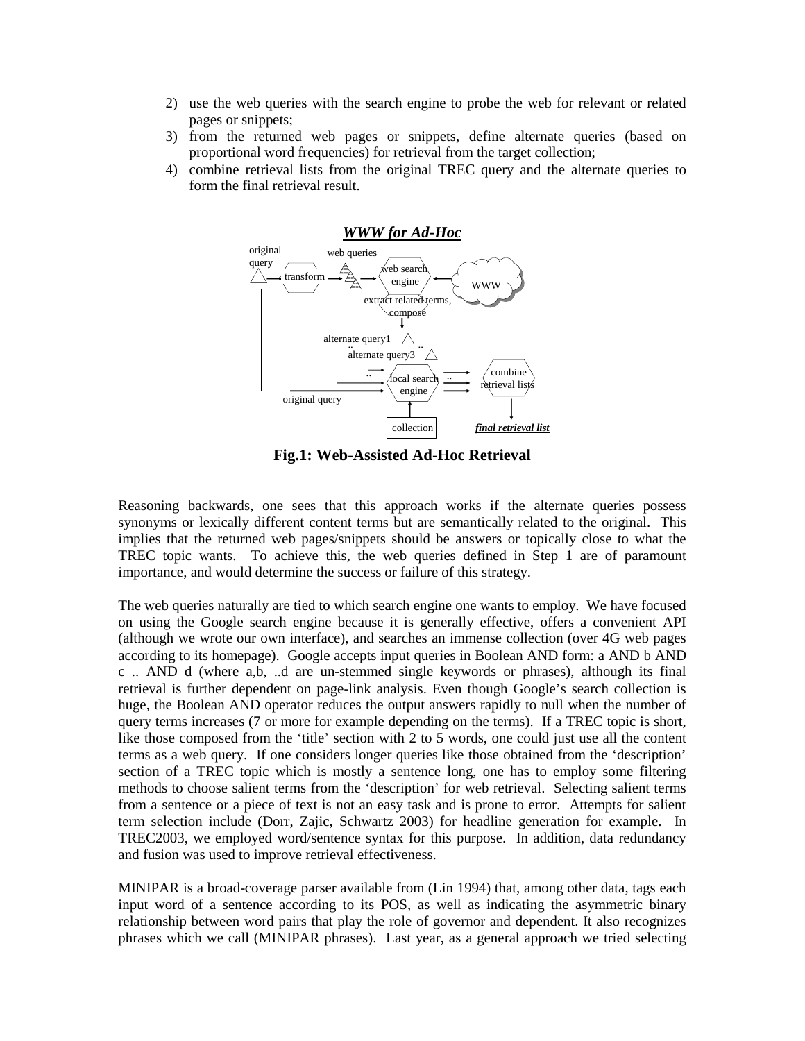2) use the web queries with the search engine to probe the web for relevant or related pages or snippets;
3) from the returned web pages or snippets, define alternate queries (based on proportional word frequencies) for retrieval from the target collection;
4) combine retrieval lists from the original TREC query and the alternate queries to form the final retrieval result.

**Fig.1: Web-Assisted Ad-Hoc Retrieval**

Reasoning backwards, one sees that this approach works if the alternate queries possess synonyms or lexically different content terms but are semantically related to the original. This implies that the returned web pages/snippets should be answers or topically close to what the TREC topic wants. To achieve this, the web queries defined in Step 1 are of paramount importance, and would determine the success or failure of this strategy.

The web queries naturally are tied to which search engine one wants to employ. We have focused on using the Google search engine because it is generally effective, offers a convenient API (although we wrote our own interface), and searches an immense collection (over 4G web pages according to its homepage). Google accepts input queries in Boolean AND form: a AND b AND c .. AND d (where a,b, ..d are un-stemmed single keywords or phrases), although its final retrieval is further dependent on page-link analysis. Even though Google's search collection is huge, the Boolean AND operator reduces the output answers rapidly to null when the number of query terms increases (7 or more for example depending on the terms). If a TREC topic is short, like those composed from the 'title' section with 2 to 5 words, one could just use all the content terms as a web query. If one considers longer queries like those obtained from the 'description' section of a TREC topic which is mostly a sentence long, one has to employ some filtering methods to choose salient terms from the 'description' for web retrieval. Selecting salient terms from a sentence or a piece of text is not an easy task and is prone to error. Attempts for salient term selection include (Dorr, Zajic, Schwartz 2003) for headline generation for example. In TREC2003, we employed word/sentence syntax for this purpose. In addition, data redundancy and fusion was used to improve retrieval effectiveness.

MINIPAR is a broad-coverage parser available from (Lin 1994) that, among other data, tags each input word of a sentence according to its POS, as well as indicating the asymmetric binary relationship between word pairs that play the role of governor and dependent. It also recognizes phrases which we call (MINIPAR phrases). Last year, as a general approach we tried selecting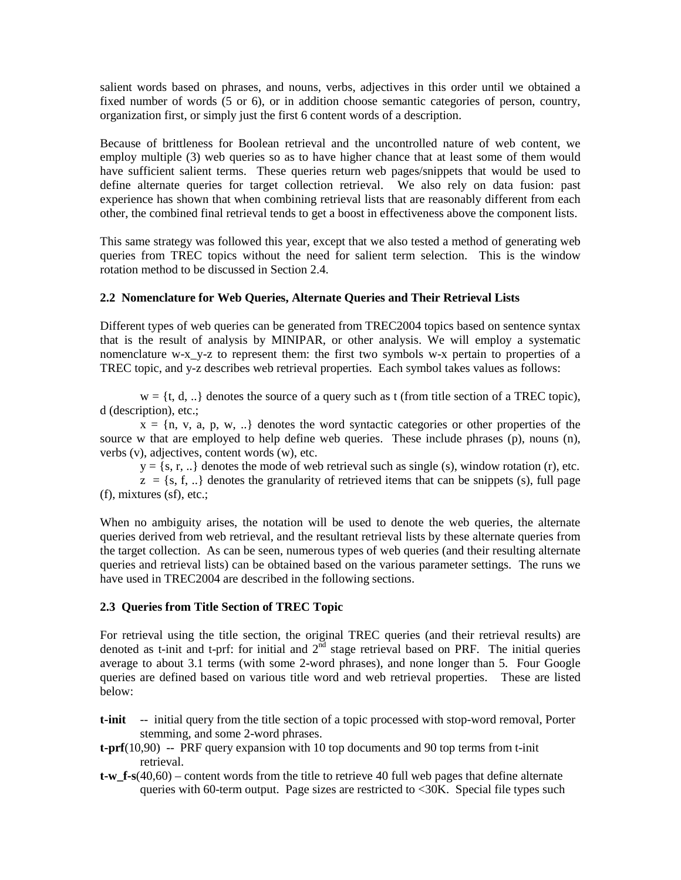salient words based on phrases, and nouns, verbs, adjectives in this order until we obtained a fixed number of words (5 or 6), or in addition choose semantic categories of person, country, organization first, or simply just the first 6 content words of a description.

Because of brittleness for Boolean retrieval and the uncontrolled nature of web content, we employ multiple (3) web queries so as to have higher chance that at least some of them would have sufficient salient terms. These queries return web pages/snippets that would be used to define alternate queries for target collection retrieval. We also rely on data fusion: past experience has shown that when combining retrieval lists that are reasonably different from each other, the combined final retrieval tends to get a boost in effectiveness above the component lists.

This same strategy was followed this year, except that we also tested a method of generating web queries from TREC topics without the need for salient term selection. This is the window rotation method to be discussed in Section 2.4.

### 2.2 Nomenclature for Web Queries, Alternate Queries and Their Retrieval Lists

Different types of web queries can be generated from TREC2004 topics based on sentence syntax that is the result of analysis by MINIPAR, or other analysis. We will employ a systematic nomenclature w-x_y-z to represent them: the first two symbols w-x pertain to properties of a TREC topic, and y-z describes web retrieval properties. Each symbol takes values as follows:

w = {t, d, ..} denotes the source of a query such as t (from title section of a TREC topic), d (description), etc.;

x = {n, v, a, p, w, ..} denotes the word syntactic categories or other properties of the source w that are employed to help define web queries. These include phrases (p), nouns (n), verbs (v), adjectives, content words (w), etc.

y = {s, r, ..} denotes the mode of web retrieval such as single (s), window rotation (r), etc.

z = {s, f, ..} denotes the granularity of retrieved items that can be snippets (s), full page (f), mixtures (sf), etc.;

When no ambiguity arises, the notation will be used to denote the web queries, the alternate queries derived from web retrieval, and the resultant retrieval lists by these alternate queries from the target collection. As can be seen, numerous types of web queries (and their resulting alternate queries and retrieval lists) can be obtained based on the various parameter settings. The runs we have used in TREC2004 are described in the following sections.

### 2.3 Queries from Title Section of TREC Topic

For retrieval using the title section, the original TREC queries (and their retrieval results) are denoted as t-init and t-prf: for initial and 2$^{nd}$ stage retrieval based on PRF. The initial queries average to about 3.1 terms (with some 2-word phrases), and none longer than 5. Four Google queries are defined based on various title word and web retrieval properties. These are listed below:

**t-init** -- initial query from the title section of a topic processed with stop-word removal, Porter stemming, and some 2-word phrases.

**t-prf**(10,90) -- PRF query expansion with 10 top documents and 90 top terms from t-init retrieval.

**t-w_f-s**(40,60) – content words from the title to retrieve 40 full web pages that define alternate queries with 60-term output. Page sizes are restricted to <30K. Special file types such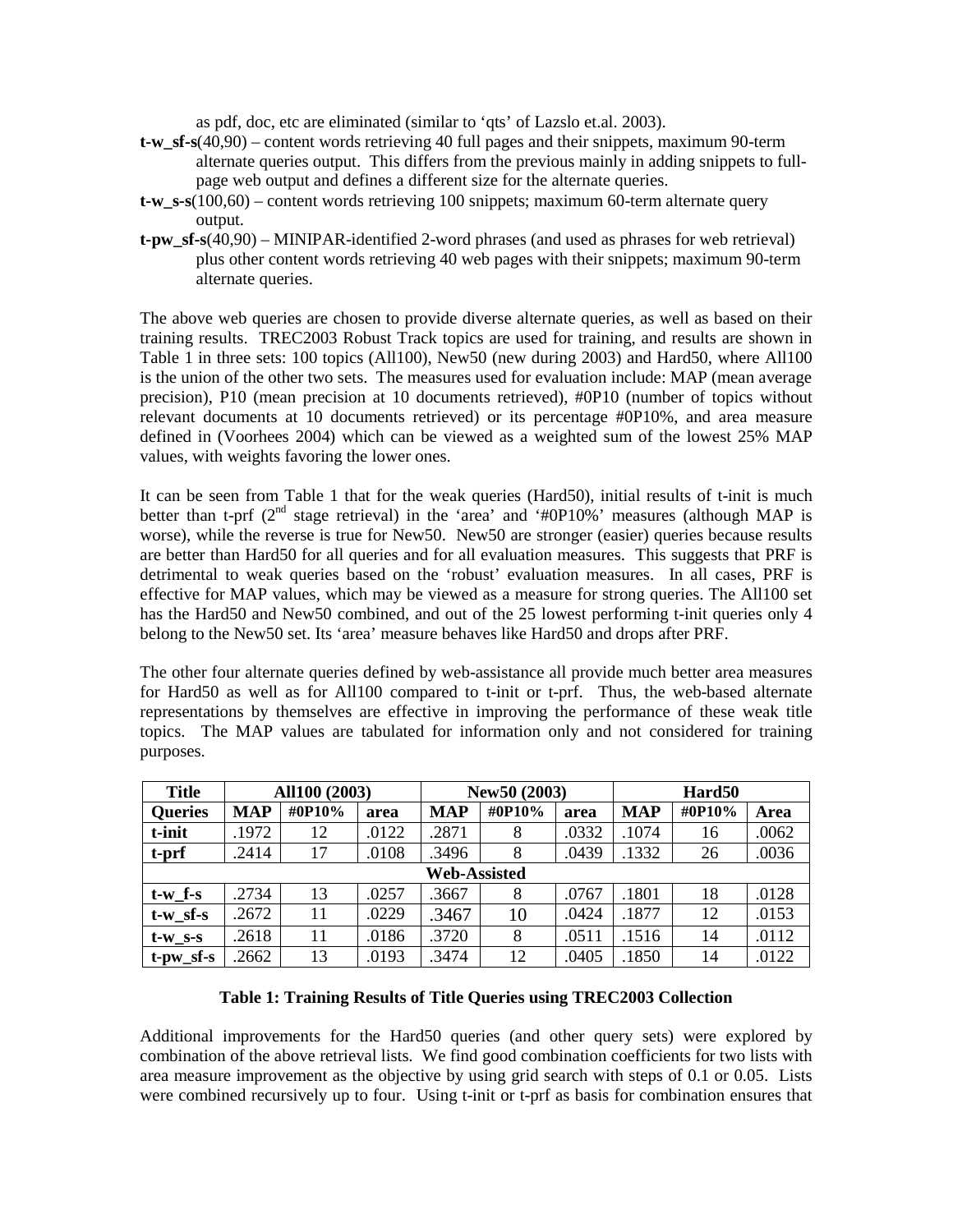as pdf, doc, etc are eliminated (similar to 'qts' of Lazslo et.al. 2003).

**t-w_sf-s**(40,90) – content words retrieving 40 full pages and their snippets, maximum 90-term alternate queries output. This differs from the previous mainly in adding snippets to full-page web output and defines a different size for the alternate queries.

**t-w_s-s**(100,60) – content words retrieving 100 snippets; maximum 60-term alternate query output.

**t-pw_sf-s**(40,90) – MINIPAR-identified 2-word phrases (and used as phrases for web retrieval) plus other content words retrieving 40 web pages with their snippets; maximum 90-term alternate queries.

The above web queries are chosen to provide diverse alternate queries, as well as based on their training results. TREC2003 Robust Track topics are used for training, and results are shown in Table 1 in three sets: 100 topics (All100), New50 (new during 2003) and Hard50, where All100 is the union of the other two sets. The measures used for evaluation include: MAP (mean average precision), P10 (mean precision at 10 documents retrieved), #0P10 (number of topics without relevant documents at 10 documents retrieved) or its percentage #0P10%, and area measure defined in (Voorhees 2004) which can be viewed as a weighted sum of the lowest 25% MAP values, with weights favoring the lower ones.

It can be seen from Table 1 that for the weak queries (Hard50), initial results of t-init is much better than t-prf (2nd stage retrieval) in the 'area' and '#0P10%' measures (although MAP is worse), while the reverse is true for New50. New50 are stronger (easier) queries because results are better than Hard50 for all queries and for all evaluation measures. This suggests that PRF is detrimental to weak queries based on the 'robust' evaluation measures. In all cases, PRF is effective for MAP values, which may be viewed as a measure for strong queries. The All100 set has the Hard50 and New50 combined, and out of the 25 lowest performing t-init queries only 4 belong to the New50 set. Its 'area' measure behaves like Hard50 and drops after PRF.

The other four alternate queries defined by web-assistance all provide much better area measures for Hard50 as well as for All100 compared to t-init or t-prf. Thus, the web-based alternate representations by themselves are effective in improving the performance of these weak title topics. The MAP values are tabulated for information only and not considered for training purposes.

| Title | All100 (2003) | | | New50 (2003) | | | Hard50 | | |
|---|---|---|---|---|---|---|---|---|---|
| **Queries** | **MAP** | **#0P10%** | **area** | **MAP** | **#0P10%** | **area** | **MAP** | **#0P10%** | **Area** |
| **t-init** | .1972 | 12 | .0122 | .2871 | 8 | .0332 | .1074 | 16 | .0062 |
| **t-prf** | .2414 | 17 | .0108 | .3496 | 8 | .0439 | .1332 | 26 | .0036 |
| **Web-Assisted** | | | | | | | | | |
| **t-w_f-s** | .2734 | 13 | .0257 | .3667 | 8 | .0767 | .1801 | 18 | .0128 |
| **t-w_sf-s** | .2672 | 11 | .0229 | .3467 | 10 | .0424 | .1877 | 12 | .0153 |
| **t-w_s-s** | .2618 | 11 | .0186 | .3720 | 8 | .0511 | .1516 | 14 | .0112 |
| **t-pw_sf-s** | .2662 | 13 | .0193 | .3474 | 12 | .0405 | .1850 | 14 | .0122 |

**Table 1: Training Results of Title Queries using TREC2003 Collection**

Additional improvements for the Hard50 queries (and other query sets) were explored by combination of the above retrieval lists. We find good combination coefficients for two lists with area measure improvement as the objective by using grid search with steps of 0.1 or 0.05. Lists were combined recursively up to four. Using t-init or t-prf as basis for combination ensures that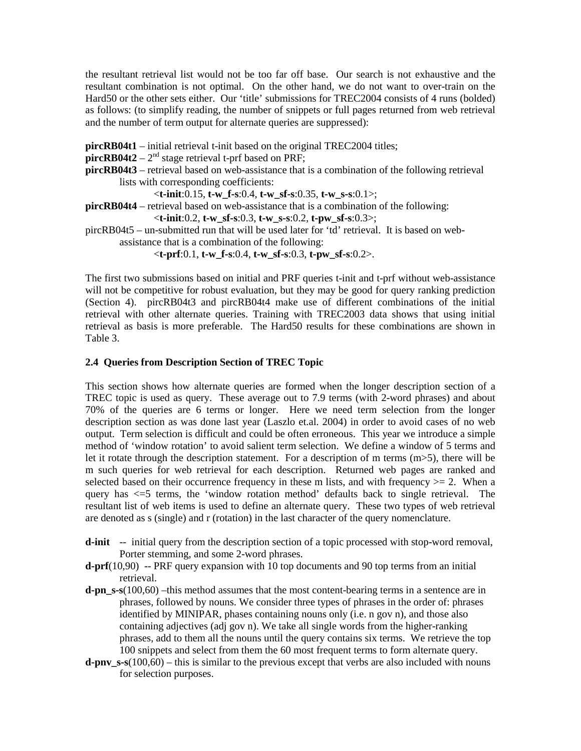the resultant retrieval list would not be too far off base. Our search is not exhaustive and the resultant combination is not optimal. On the other hand, we do not want to over-train on the Hard50 or the other sets either. Our 'title' submissions for TREC2004 consists of 4 runs (bolded) as follows: (to simplify reading, the number of snippets or full pages returned from web retrieval and the number of term output for alternate queries are suppressed):

**pircRB04t1** – initial retrieval t-init based on the original TREC2004 titles;
**pircRB04t2** – 2nd stage retrieval t-prf based on PRF;
**pircRB04t3** – retrieval based on web-assistance that is a combination of the following retrieval lists with corresponding coefficients:
<**t-init**:0.15, **t-w_f-s**:0.4, **t-w_sf-s**:0.35, **t-w_s-s**:0.1>;
**pircRB04t4** – retrieval based on web-assistance that is a combination of the following:
<**t-init**:0.2, **t-w_sf-s**:0.3, **t-w_s-s**:0.2, **t-pw_sf-s**:0.3>;
pircRB04t5 – un-submitted run that will be used later for 'td' retrieval. It is based on web-assistance that is a combination of the following:
<**t-prf**:0.1, **t-w_f-s**:0.4, **t-w_sf-s**:0.3, **t-pw_sf-s**:0.2>.

The first two submissions based on initial and PRF queries t-init and t-prf without web-assistance will not be competitive for robust evaluation, but they may be good for query ranking prediction (Section 4). pircRB04t3 and pircRB04t4 make use of different combinations of the initial retrieval with other alternate queries. Training with TREC2003 data shows that using initial retrieval as basis is more preferable. The Hard50 results for these combinations are shown in Table 3.

### 2.4 Queries from Description Section of TREC Topic

This section shows how alternate queries are formed when the longer description section of a TREC topic is used as query. These average out to 7.9 terms (with 2-word phrases) and about 70% of the queries are 6 terms or longer. Here we need term selection from the longer description section as was done last year (Laszlo et.al. 2004) in order to avoid cases of no web output. Term selection is difficult and could be often erroneous. This year we introduce a simple method of 'window rotation' to avoid salient term selection. We define a window of 5 terms and let it rotate through the description statement. For a description of m terms (m>5), there will be m such queries for web retrieval for each description. Returned web pages are ranked and selected based on their occurrence frequency in these m lists, and with frequency >= 2. When a query has <=5 terms, the 'window rotation method' defaults back to single retrieval. The resultant list of web items is used to define an alternate query. These two types of web retrieval are denoted as s (single) and r (rotation) in the last character of the query nomenclature.

- **d-init** -- initial query from the description section of a topic processed with stop-word removal, Porter stemming, and some 2-word phrases.
- **d-prf**(10,90) -- PRF query expansion with 10 top documents and 90 top terms from an initial retrieval.
- **d-pn_s-s**(100,60) –this method assumes that the most content-bearing terms in a sentence are in phrases, followed by nouns. We consider three types of phrases in the order of: phrases identified by MINIPAR, phases containing nouns only (i.e. n gov n), and those also containing adjectives (adj gov n). We take all single words from the higher-ranking phrases, add to them all the nouns until the query contains six terms. We retrieve the top 100 snippets and select from them the 60 most frequent terms to form alternate query.
- **d-pnv_s-s**(100,60) – this is similar to the previous except that verbs are also included with nouns for selection purposes.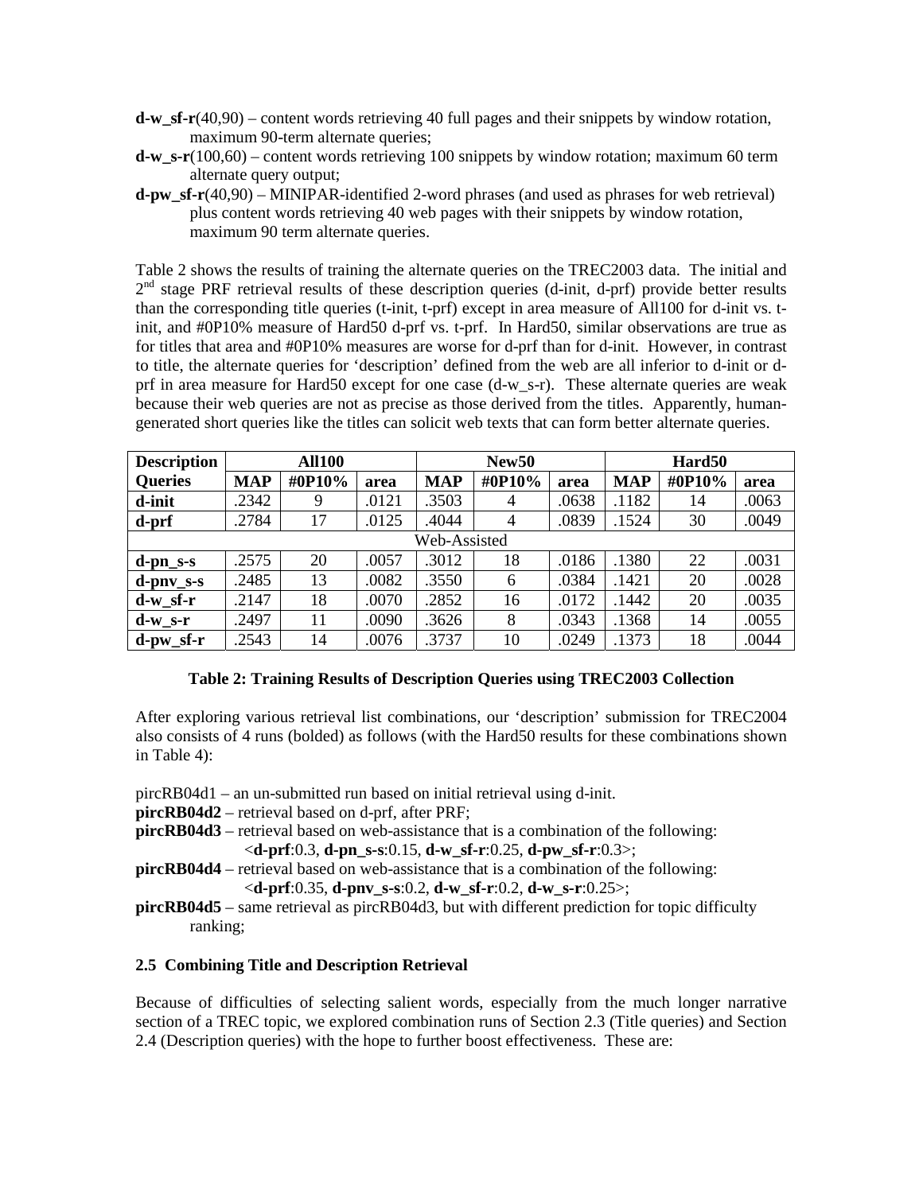**d-w_sf-r**(40,90) – content words retrieving 40 full pages and their snippets by window rotation, maximum 90-term alternate queries;

**d-w_s-r**(100,60) – content words retrieving 100 snippets by window rotation; maximum 60 term alternate query output;

**d-pw_sf-r**(40,90) – MINIPAR-identified 2-word phrases (and used as phrases for web retrieval) plus content words retrieving 40 web pages with their snippets by window rotation, maximum 90 term alternate queries.

Table 2 shows the results of training the alternate queries on the TREC2003 data. The initial and 2[nd] stage PRF retrieval results of these description queries (d-init, d-prf) provide better results than the corresponding title queries (t-init, t-prf) except in area measure of All100 for d-init vs. t-init, and #0P10% measure of Hard50 d-prf vs. t-prf. In Hard50, similar observations are true as for titles that area and #0P10% measures are worse for d-prf than for d-init. However, in contrast to title, the alternate queries for 'description' defined from the web are all inferior to d-init or d-prf in area measure for Hard50 except for one case (d-w_s-r). These alternate queries are weak because their web queries are not as precise as those derived from the titles. Apparently, human-generated short queries like the titles can solicit web texts that can form better alternate queries.

| Description | All100 | | | New50 | | | Hard50 | | |
|---|---|---|---|---|---|---|---|---|---|
| Queries | MAP | #0P10% | area | MAP | #0P10% | area | MAP | #0P10% | area |
| **d-init** | .2342 | 9 | .0121 | .3503 | 4 | .0638 | .1182 | 14 | .0063 |
| **d-prf** | .2784 | 17 | .0125 | .4044 | 4 | .0839 | .1524 | 30 | .0049 |
| Web-Assisted | | | | | | | | | |
| **d-pn_s-s** | .2575 | 20 | .0057 | .3012 | 18 | .0186 | .1380 | 22 | .0031 |
| **d-pnv_s-s** | .2485 | 13 | .0082 | .3550 | 6 | .0384 | .1421 | 20 | .0028 |
| **d-w_sf-r** | .2147 | 18 | .0070 | .2852 | 16 | .0172 | .1442 | 20 | .0035 |
| **d-w_s-r** | .2497 | 11 | .0090 | .3626 | 8 | .0343 | .1368 | 14 | .0055 |
| **d-pw_sf-r** | .2543 | 14 | .0076 | .3737 | 10 | .0249 | .1373 | 18 | .0044 |

**Table 2: Training Results of Description Queries using TREC2003 Collection**

After exploring various retrieval list combinations, our 'description' submission for TREC2004 also consists of 4 runs (bolded) as follows (with the Hard50 results for these combinations shown in Table 4):

pircRB04d1 – an un-submitted run based on initial retrieval using d-init.

**pircRB04d2** – retrieval based on d-prf, after PRF;

**pircRB04d3** – retrieval based on web-assistance that is a combination of the following: <**d-prf**:0.3, **d-pn_s-s**:0.15, **d-w_sf-r**:0.25, **d-pw_sf-r**:0.3>;

**pircRB04d4** – retrieval based on web-assistance that is a combination of the following: <**d-prf**:0.35, **d-pnv_s-s**:0.2, **d-w_sf-r**:0.2, **d-w_s-r**:0.25>;

**pircRB04d5** – same retrieval as pircRB04d3, but with different prediction for topic difficulty ranking;

### 2.5 Combining Title and Description Retrieval

Because of difficulties of selecting salient words, especially from the much longer narrative section of a TREC topic, we explored combination runs of Section 2.3 (Title queries) and Section 2.4 (Description queries) with the hope to further boost effectiveness. These are: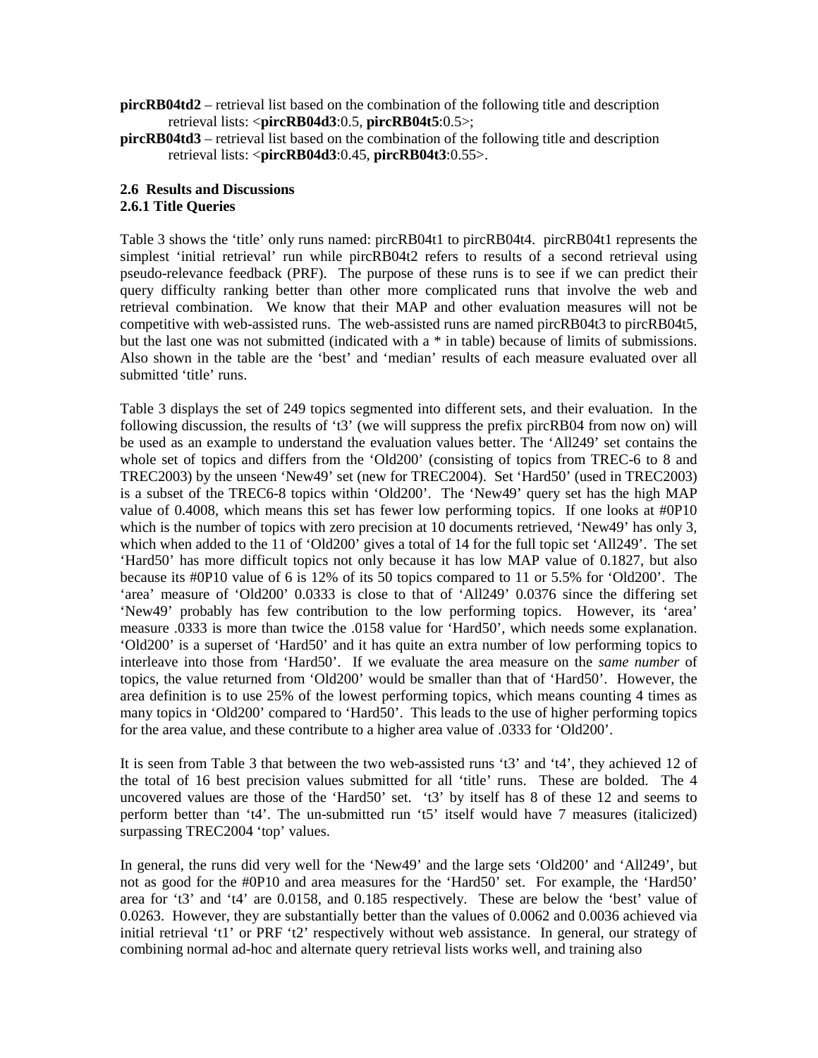**pircRB04td2** – retrieval list based on the combination of the following title and description retrieval lists: <**pircRB04d3**:0.5, **pircRB04t5**:0.5>;

**pircRB04td3** – retrieval list based on the combination of the following title and description retrieval lists: <**pircRB04d3**:0.45, **pircRB04t3**:0.55>.

### 2.6 Results and Discussions

#### 2.6.1 Title Queries

Table 3 shows the 'title' only runs named: pircRB04t1 to pircRB04t4. pircRB04t1 represents the simplest 'initial retrieval' run while pircRB04t2 refers to results of a second retrieval using pseudo-relevance feedback (PRF). The purpose of these runs is to see if we can predict their query difficulty ranking better than other more complicated runs that involve the web and retrieval combination. We know that their MAP and other evaluation measures will not be competitive with web-assisted runs. The web-assisted runs are named pircRB04t3 to pircRB04t5, but the last one was not submitted (indicated with a * in table) because of limits of submissions. Also shown in the table are the 'best' and 'median' results of each measure evaluated over all submitted 'title' runs.

Table 3 displays the set of 249 topics segmented into different sets, and their evaluation. In the following discussion, the results of 't3' (we will suppress the prefix pircRB04 from now on) will be used as an example to understand the evaluation values better. The 'All249' set contains the whole set of topics and differs from the 'Old200' (consisting of topics from TREC-6 to 8 and TREC2003) by the unseen 'New49' set (new for TREC2004). Set 'Hard50' (used in TREC2003) is a subset of the TREC6-8 topics within 'Old200'. The 'New49' query set has the high MAP value of 0.4008, which means this set has fewer low performing topics. If one looks at #0P10 which is the number of topics with zero precision at 10 documents retrieved, 'New49' has only 3, which when added to the 11 of 'Old200' gives a total of 14 for the full topic set 'All249'. The set 'Hard50' has more difficult topics not only because it has low MAP value of 0.1827, but also because its #0P10 value of 6 is 12% of its 50 topics compared to 11 or 5.5% for 'Old200'. The 'area' measure of 'Old200' 0.0333 is close to that of 'All249' 0.0376 since the differing set 'New49' probably has few contribution to the low performing topics. However, its 'area' measure .0333 is more than twice the .0158 value for 'Hard50', which needs some explanation. 'Old200' is a superset of 'Hard50' and it has quite an extra number of low performing topics to interleave into those from 'Hard50'. If we evaluate the area measure on the *same number* of topics, the value returned from 'Old200' would be smaller than that of 'Hard50'. However, the area definition is to use 25% of the lowest performing topics, which means counting 4 times as many topics in 'Old200' compared to 'Hard50'. This leads to the use of higher performing topics for the area value, and these contribute to a higher area value of .0333 for 'Old200'.

It is seen from Table 3 that between the two web-assisted runs 't3' and 't4', they achieved 12 of the total of 16 best precision values submitted for all 'title' runs. These are bolded. The 4 uncovered values are those of the 'Hard50' set. 't3' by itself has 8 of these 12 and seems to perform better than 't4'. The un-submitted run 't5' itself would have 7 measures (italicized) surpassing TREC2004 'top' values.

In general, the runs did very well for the 'New49' and the large sets 'Old200' and 'All249', but not as good for the #0P10 and area measures for the 'Hard50' set. For example, the 'Hard50' area for 't3' and 't4' are 0.0158, and 0.185 respectively. These are below the 'best' value of 0.0263. However, they are substantially better than the values of 0.0062 and 0.0036 achieved via initial retrieval 't1' or PRF 't2' respectively without web assistance. In general, our strategy of combining normal ad-hoc and alternate query retrieval lists works well, and training also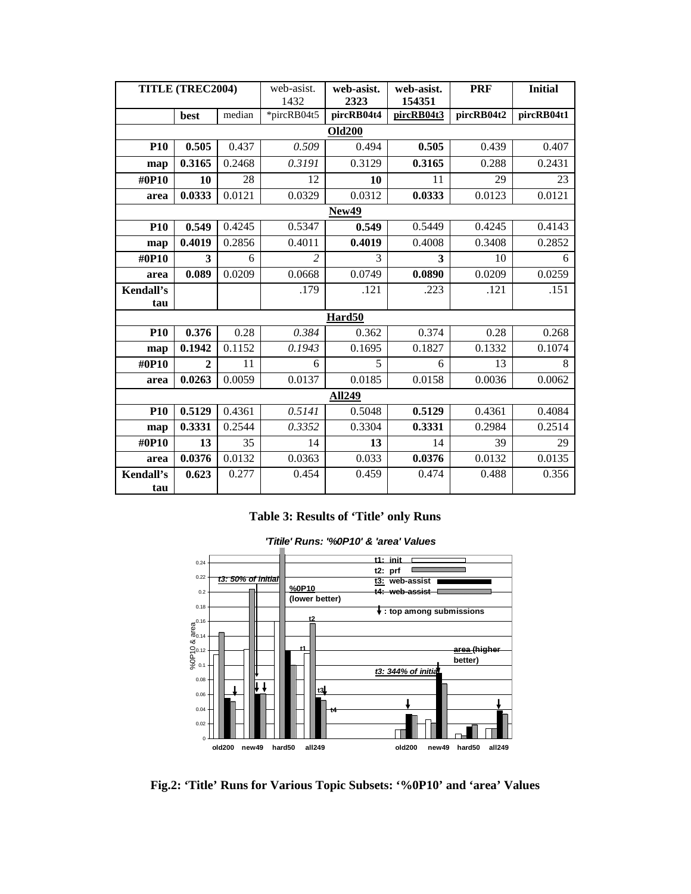| TITLE (TREC2004) | | | web-asist. 1432 | **web-asist. 2323** | **web-asist. 154351** | **PRF** | **Initial** |
|---|---|---|---|---|---|---|---|
| | **best** | median | *pircRB04t5 | **pircRB04t4** | **pircRB04t3** | **pircRB04t2** | **pircRB04t1** |
| | | | | **Old200** | | | |
| **P10** | **0.505** | 0.437 | *0.509* | 0.494 | **0.505** | 0.439 | 0.407 |
| **map** | **0.3165** | 0.2468 | *0.3191* | 0.3129 | **0.3165** | 0.288 | 0.2431 |
| **#0P10** | **10** | 28 | 12 | **10** | 11 | 29 | 23 |
| **area** | **0.0333** | 0.0121 | 0.0329 | 0.0312 | **0.0333** | 0.0123 | 0.0121 |
| | | | | **New49** | | | |
| **P10** | **0.549** | 0.4245 | 0.5347 | **0.549** | 0.5449 | 0.4245 | 0.4143 |
| **map** | **0.4019** | 0.2856 | 0.4011 | **0.4019** | 0.4008 | 0.3408 | 0.2852 |
| **#0P10** | **3** | 6 | *2* | 3 | **3** | 10 | 6 |
| **area** | **0.089** | 0.0209 | 0.0668 | 0.0749 | **0.0890** | 0.0209 | 0.0259 |
| **Kendall's tau** | | | .179 | .121 | .223 | .121 | .151 |
| | | | | **Hard50** | | | |
| **P10** | **0.376** | 0.28 | *0.384* | 0.362 | 0.374 | 0.28 | 0.268 |
| **map** | **0.1942** | 0.1152 | *0.1943* | 0.1695 | 0.1827 | 0.1332 | 0.1074 |
| **#0P10** | **2** | 11 | 6 | 5 | 6 | 13 | 8 |
| **area** | **0.0263** | 0.0059 | 0.0137 | 0.0185 | 0.0158 | 0.0036 | 0.0062 |
| | | | | **All249** | | | |
| **P10** | **0.5129** | 0.4361 | *0.5141* | 0.5048 | **0.5129** | 0.4361 | 0.4084 |
| **map** | **0.3331** | 0.2544 | *0.3352* | 0.3304 | **0.3331** | 0.2984 | 0.2514 |
| **#0P10** | **13** | 35 | 14 | **13** | 14 | 39 | 29 |
| **area** | **0.0376** | 0.0132 | 0.0363 | 0.033 | **0.0376** | 0.0132 | 0.0135 |
| **Kendall's tau** | **0.623** | 0.277 | 0.454 | 0.459 | 0.474 | 0.488 | 0.356 |

**Table 3: Results of 'Title' only Runs**

**Fig.2: 'Title' Runs for Various Topic Subsets: '%0P10' and 'area' Values**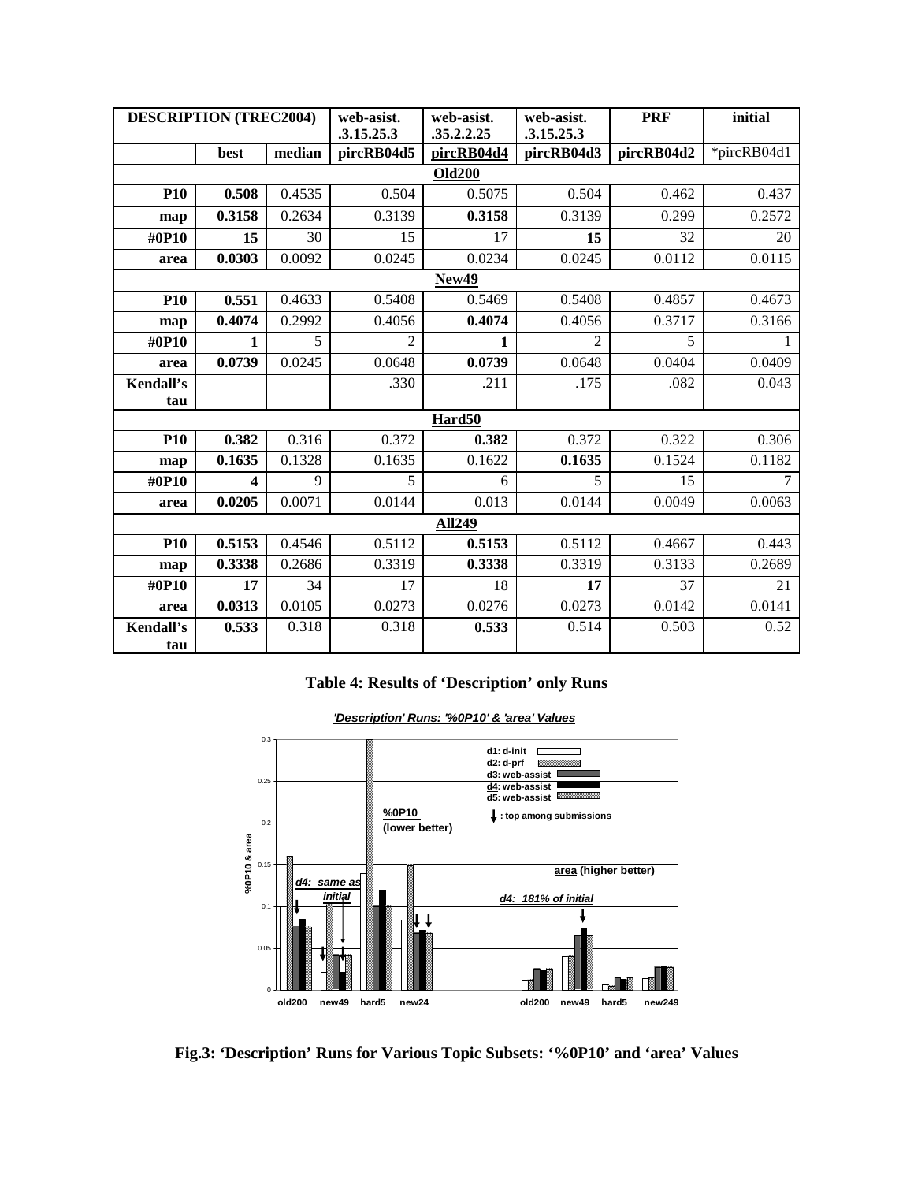| DESCRIPTION (TREC2004) | | | web-asist. .3.15.25.3 | web-asist. .35.2.2.25 | web-asist. .3.15.25.3 | PRF | initial |
|---|---|---|---|---|---|---|---|
| | best | median | pircRB04d5 | pircRB04d4 | pircRB04d3 | pircRB04d2 | *pircRB04d1 |
| **Old200** | | | | | | | |
| **P10** | **0.508** | 0.4535 | 0.504 | 0.5075 | 0.504 | 0.462 | 0.437 |
| **map** | **0.3158** | 0.2634 | 0.3139 | **0.3158** | 0.3139 | 0.299 | 0.2572 |
| **#0P10** | **15** | 30 | 15 | 17 | **15** | 32 | 20 |
| **area** | **0.0303** | 0.0092 | 0.0245 | 0.0234 | 0.0245 | 0.0112 | 0.0115 |
| **New49** | | | | | | | |
| **P10** | **0.551** | 0.4633 | 0.5408 | 0.5469 | 0.5408 | 0.4857 | 0.4673 |
| **map** | **0.4074** | 0.2992 | 0.4056 | **0.4074** | 0.4056 | 0.3717 | 0.3166 |
| **#0P10** | **1** | 5 | 2 | **1** | 2 | 5 | 1 |
| **area** | **0.0739** | 0.0245 | 0.0648 | **0.0739** | 0.0648 | 0.0404 | 0.0409 |
| **Kendall's tau** | | | .330 | .211 | .175 | .082 | 0.043 |
| **Hard50** | | | | | | | |
| **P10** | **0.382** | 0.316 | 0.372 | **0.382** | 0.372 | 0.322 | 0.306 |
| **map** | **0.1635** | 0.1328 | 0.1635 | 0.1622 | **0.1635** | 0.1524 | 0.1182 |
| **#0P10** | **4** | 9 | 5 | 6 | 5 | 15 | 7 |
| **area** | **0.0205** | 0.0071 | 0.0144 | 0.013 | 0.0144 | 0.0049 | 0.0063 |
| **All249** | | | | | | | |
| **P10** | **0.5153** | 0.4546 | 0.5112 | **0.5153** | 0.5112 | 0.4667 | 0.443 |
| **map** | **0.3338** | 0.2686 | 0.3319 | **0.3338** | 0.3319 | 0.3133 | 0.2689 |
| **#0P10** | **17** | 34 | 17 | 18 | **17** | 37 | 21 |
| **area** | **0.0313** | 0.0105 | 0.0273 | 0.0276 | 0.0273 | 0.0142 | 0.0141 |
| **Kendall's tau** | **0.533** | 0.318 | 0.318 | **0.533** | 0.514 | 0.503 | 0.52 |

**Table 4: Results of 'Description' only Runs**

**Fig.3: 'Description' Runs for Various Topic Subsets: '%0P10' and 'area' Values**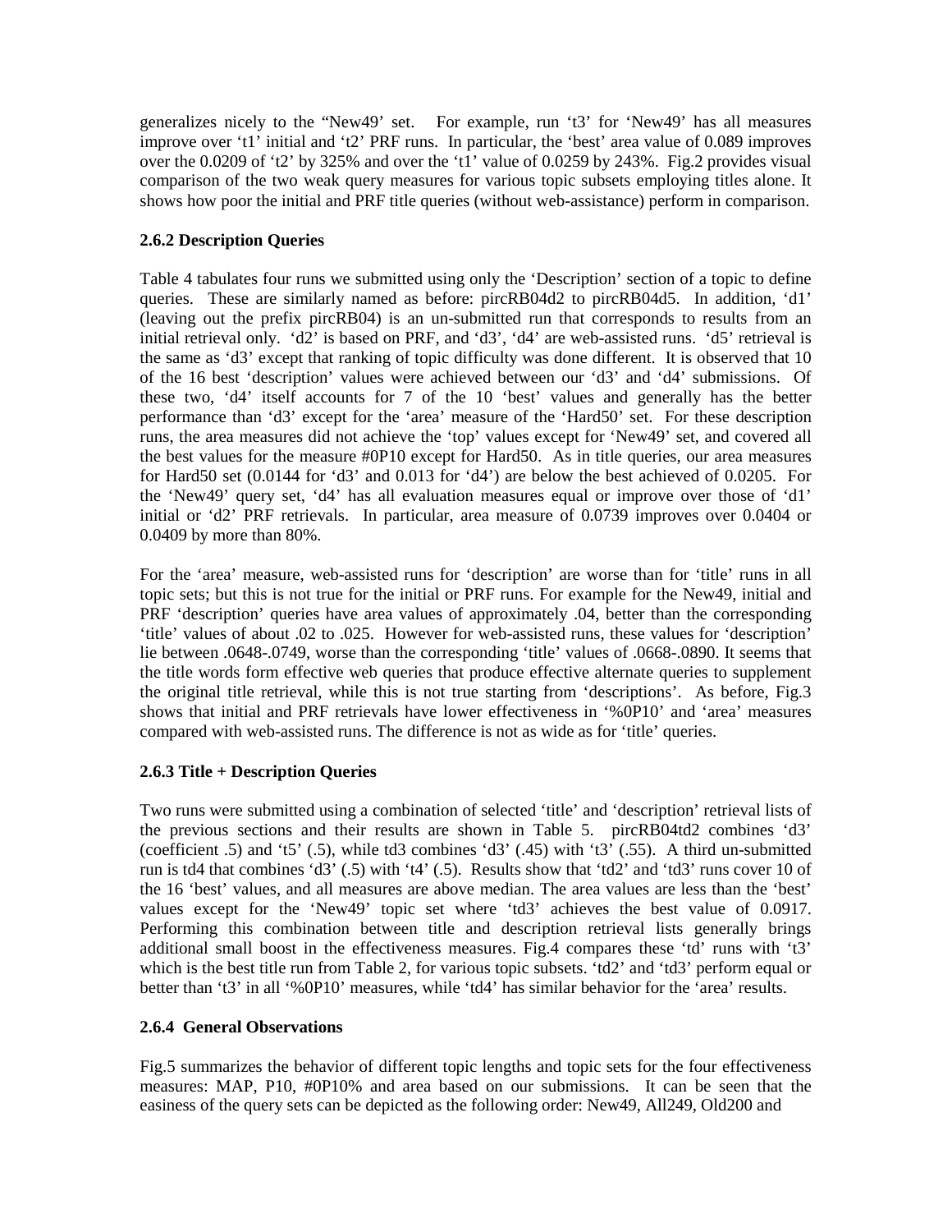generalizes nicely to the "New49' set. For example, run 't3' for 'New49' has all measures improve over 't1' initial and 't2' PRF runs. In particular, the 'best' area value of 0.089 improves over the 0.0209 of 't2' by 325% and over the 't1' value of 0.0259 by 243%. Fig.2 provides visual comparison of the two weak query measures for various topic subsets employing titles alone. It shows how poor the initial and PRF title queries (without web-assistance) perform in comparison.

### 2.6.2 Description Queries

Table 4 tabulates four runs we submitted using only the 'Description' section of a topic to define queries. These are similarly named as before: pircRB04d2 to pircRB04d5. In addition, 'd1' (leaving out the prefix pircRB04) is an un-submitted run that corresponds to results from an initial retrieval only. 'd2' is based on PRF, and 'd3', 'd4' are web-assisted runs. 'd5' retrieval is the same as 'd3' except that ranking of topic difficulty was done different. It is observed that 10 of the 16 best 'description' values were achieved between our 'd3' and 'd4' submissions. Of these two, 'd4' itself accounts for 7 of the 10 'best' values and generally has the better performance than 'd3' except for the 'area' measure of the 'Hard50' set. For these description runs, the area measures did not achieve the 'top' values except for 'New49' set, and covered all the best values for the measure #0P10 except for Hard50. As in title queries, our area measures for Hard50 set (0.0144 for 'd3' and 0.013 for 'd4') are below the best achieved of 0.0205. For the 'New49' query set, 'd4' has all evaluation measures equal or improve over those of 'd1' initial or 'd2' PRF retrievals. In particular, area measure of 0.0739 improves over 0.0404 or 0.0409 by more than 80%.

For the 'area' measure, web-assisted runs for 'description' are worse than for 'title' runs in all topic sets; but this is not true for the initial or PRF runs. For example for the New49, initial and PRF 'description' queries have area values of approximately .04, better than the corresponding 'title' values of about .02 to .025. However for web-assisted runs, these values for 'description' lie between .0648-.0749, worse than the corresponding 'title' values of .0668-.0890. It seems that the title words form effective web queries that produce effective alternate queries to supplement the original title retrieval, while this is not true starting from 'descriptions'. As before, Fig.3 shows that initial and PRF retrievals have lower effectiveness in '%0P10' and 'area' measures compared with web-assisted runs. The difference is not as wide as for 'title' queries.

### 2.6.3 Title + Description Queries

Two runs were submitted using a combination of selected 'title' and 'description' retrieval lists of the previous sections and their results are shown in Table 5. pircRB04td2 combines 'd3' (coefficient .5) and 't5' (.5), while td3 combines 'd3' (.45) with 't3' (.55). A third un-submitted run is td4 that combines 'd3' (.5) with 't4' (.5). Results show that 'td2' and 'td3' runs cover 10 of the 16 'best' values, and all measures are above median. The area values are less than the 'best' values except for the 'New49' topic set where 'td3' achieves the best value of 0.0917. Performing this combination between title and description retrieval lists generally brings additional small boost in the effectiveness measures. Fig.4 compares these 'td' runs with 't3' which is the best title run from Table 2, for various topic subsets. 'td2' and 'td3' perform equal or better than 't3' in all '%0P10' measures, while 'td4' has similar behavior for the 'area' results.

### 2.6.4 General Observations

Fig.5 summarizes the behavior of different topic lengths and topic sets for the four effectiveness measures: MAP, P10, #0P10% and area based on our submissions. It can be seen that the easiness of the query sets can be depicted as the following order: New49, All249, Old200 and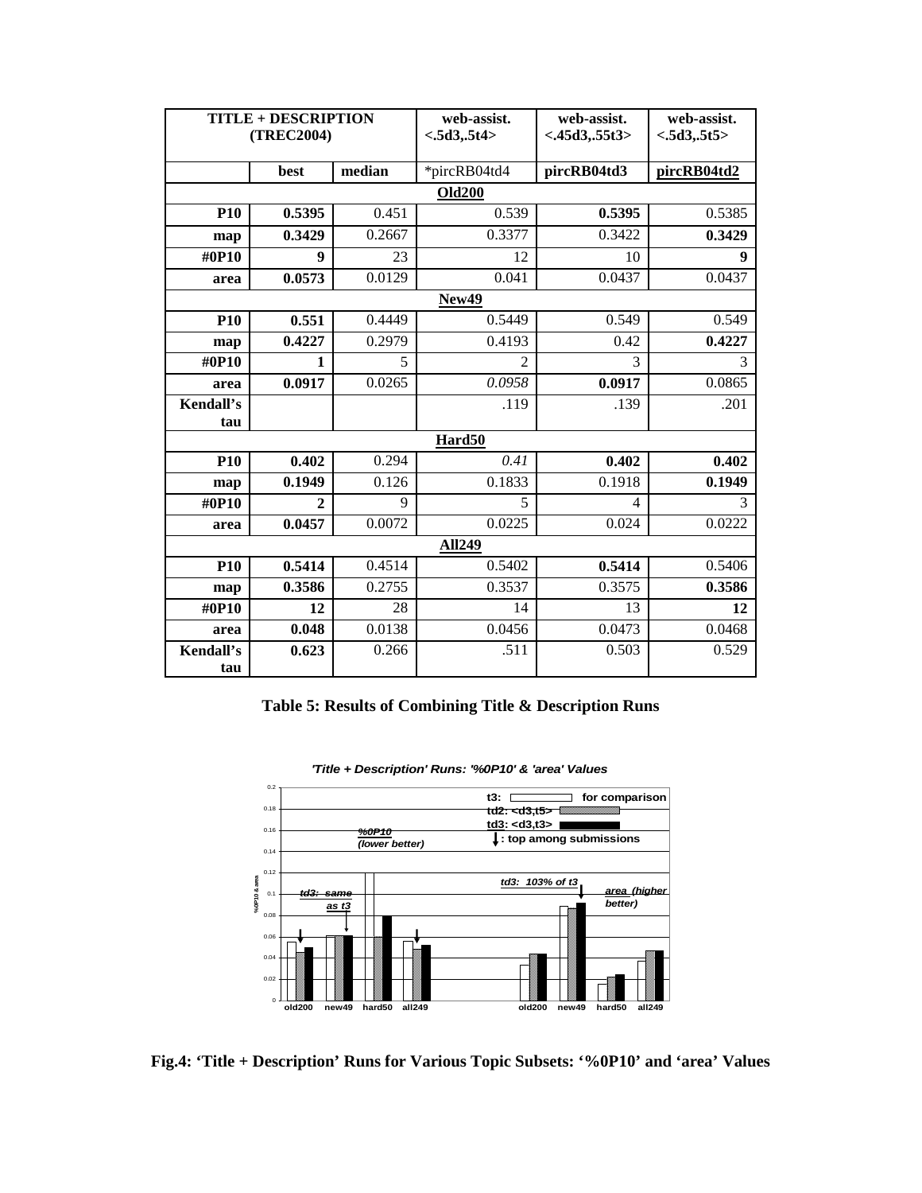| TITLE + DESCRIPTION (TREC2004) | | web-assist. <.5d3,.5t4> | web-assist. <.45d3,.55t3> | web-assist. <.5d3,.5t5> |
|---|---|---|---|---|
| | **best** | **median** | *pircRB04td4 | **pircRB04td3** | **pircRB04td2** |

| | best | median | *pircRB04td4 | pircRB04td3 | pircRB04td2 |
|---|---|---|---|---|---|
| **Old200** | | | | | |
| **P10** | **0.5395** | 0.451 | 0.539 | **0.5395** | 0.5385 |
| **map** | **0.3429** | 0.2667 | 0.3377 | 0.3422 | **0.3429** |
| **#0P10** | **9** | 23 | 12 | 10 | **9** |
| **area** | **0.0573** | 0.0129 | 0.041 | 0.0437 | 0.0437 |
| **New49** | | | | | |
| **P10** | **0.551** | 0.4449 | 0.5449 | 0.549 | 0.549 |
| **map** | **0.4227** | 0.2979 | 0.4193 | 0.42 | **0.4227** |
| **#0P10** | **1** | 5 | 2 | 3 | 3 |
| **area** | **0.0917** | 0.0265 | *0.0958* | **0.0917** | 0.0865 |
| **Kendall's tau** | | | .119 | .139 | .201 |
| **Hard50** | | | | | |
| **P10** | **0.402** | 0.294 | *0.41* | **0.402** | **0.402** |
| **map** | **0.1949** | 0.126 | 0.1833 | 0.1918 | **0.1949** |
| **#0P10** | **2** | 9 | 5 | 4 | 3 |
| **area** | **0.0457** | 0.0072 | 0.0225 | 0.024 | 0.0222 |
| **All249** | | | | | |
| **P10** | **0.5414** | 0.4514 | 0.5402 | **0.5414** | 0.5406 |
| **map** | **0.3586** | 0.2755 | 0.3537 | 0.3575 | **0.3586** |
| **#0P10** | **12** | 28 | 14 | 13 | **12** |
| **area** | **0.048** | 0.0138 | 0.0456 | 0.0473 | 0.0468 |
| **Kendall's tau** | **0.623** | 0.266 | .511 | 0.503 | 0.529 |

**Table 5: Results of Combining Title & Description Runs**

**Fig.4: 'Title + Description' Runs for Various Topic Subsets: '%0P10' and 'area' Values**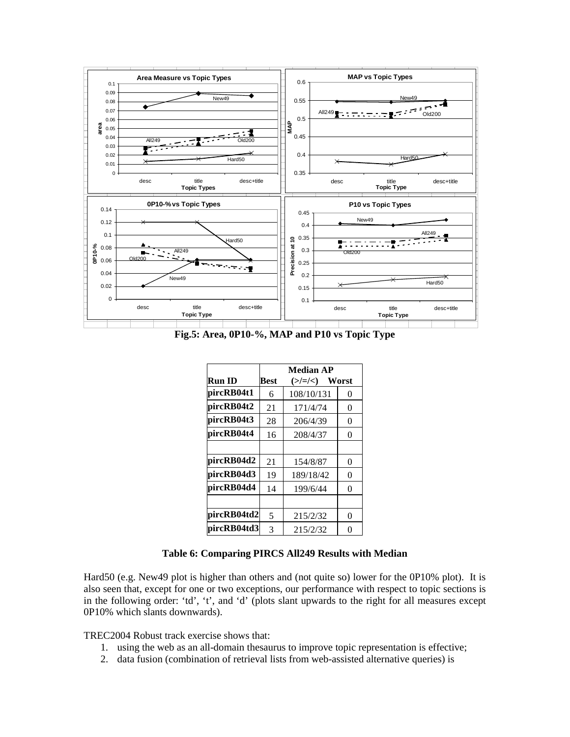**Fig.5: Area, 0P10-%, MAP and P10 vs Topic Type**

| Run ID | Best | Median AP (>/=/<) | Worst |
|---|---|---|---|
| pircRB04t1 | 6 | 108/10/131 | 0 |
| pircRB04t2 | 21 | 171/4/74 | 0 |
| pircRB04t3 | 28 | 206/4/39 | 0 |
| pircRB04t4 | 16 | 208/4/37 | 0 |
| | | | |
| pircRB04d2 | 21 | 154/8/87 | 0 |
| pircRB04d3 | 19 | 189/18/42 | 0 |
| pircRB04d4 | 14 | 199/6/44 | 0 |
| | | | |
| pircRB04td2 | 5 | 215/2/32 | 0 |
| pircRB04td3 | 3 | 215/2/32 | 0 |

**Table 6: Comparing PIRCS All249 Results with Median**

Hard50 (e.g. New49 plot is higher than others and (not quite so) lower for the 0P10% plot). It is also seen that, except for one or two exceptions, our performance with respect to topic sections is in the following order: 'td', 't', and 'd' (plots slant upwards to the right for all measures except 0P10% which slants downwards).

TREC2004 Robust track exercise shows that:

1. using the web as an all-domain thesaurus to improve topic representation is effective;
2. data fusion (combination of retrieval lists from web-assisted alternative queries) is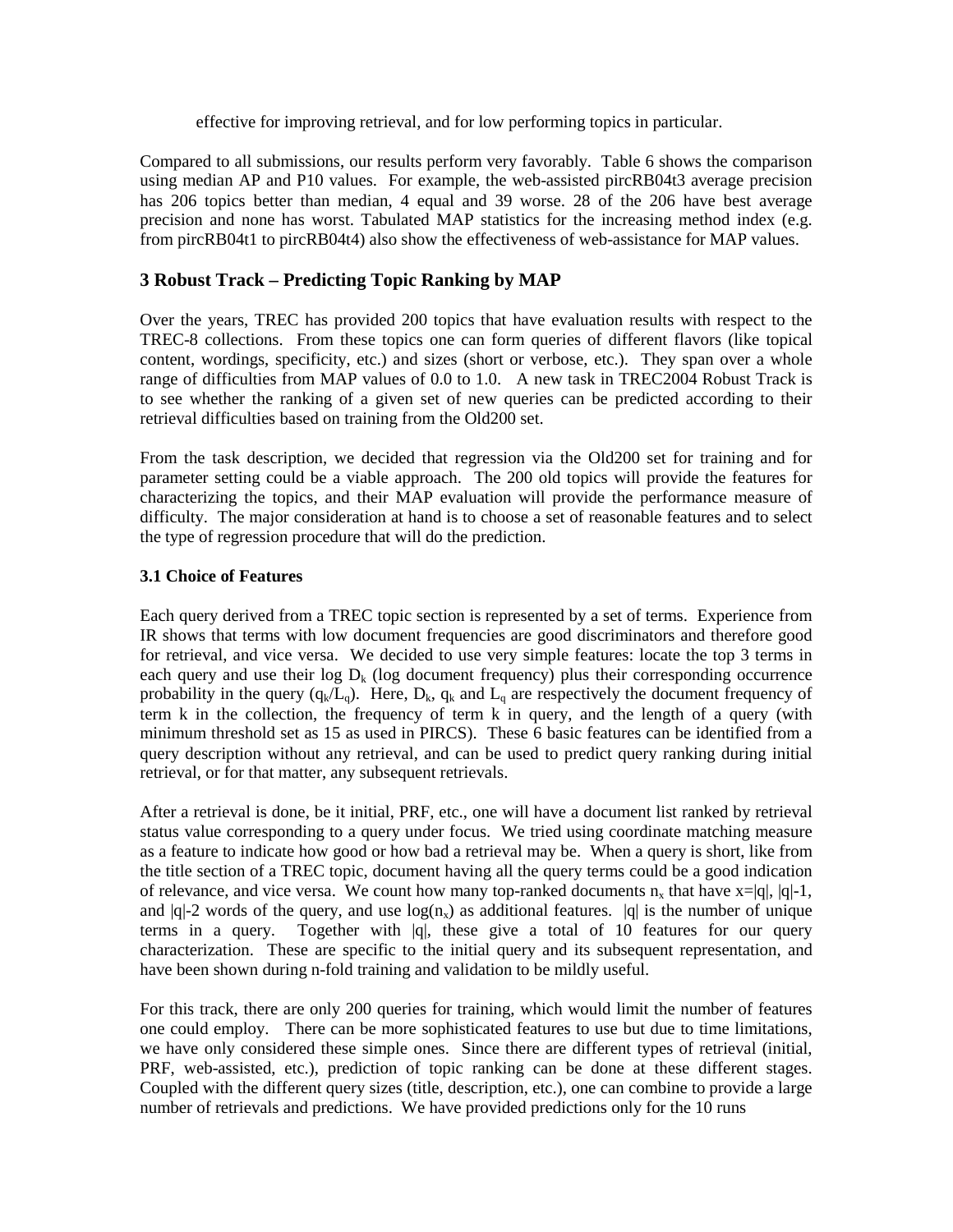effective for improving retrieval, and for low performing topics in particular.

Compared to all submissions, our results perform very favorably. Table 6 shows the comparison using median AP and P10 values. For example, the web-assisted pircRB04t3 average precision has 206 topics better than median, 4 equal and 39 worse. 28 of the 206 have best average precision and none has worst. Tabulated MAP statistics for the increasing method index (e.g. from pircRB04t1 to pircRB04t4) also show the effectiveness of web-assistance for MAP values.

## 3 Robust Track – Predicting Topic Ranking by MAP

Over the years, TREC has provided 200 topics that have evaluation results with respect to the TREC-8 collections. From these topics one can form queries of different flavors (like topical content, wordings, specificity, etc.) and sizes (short or verbose, etc.). They span over a whole range of difficulties from MAP values of 0.0 to 1.0. A new task in TREC2004 Robust Track is to see whether the ranking of a given set of new queries can be predicted according to their retrieval difficulties based on training from the Old200 set.

From the task description, we decided that regression via the Old200 set for training and for parameter setting could be a viable approach. The 200 old topics will provide the features for characterizing the topics, and their MAP evaluation will provide the performance measure of difficulty. The major consideration at hand is to choose a set of reasonable features and to select the type of regression procedure that will do the prediction.

### 3.1 Choice of Features

Each query derived from a TREC topic section is represented by a set of terms. Experience from IR shows that terms with low document frequencies are good discriminators and therefore good for retrieval, and vice versa. We decided to use very simple features: locate the top 3 terms in each query and use their log $D_k$ (log document frequency) plus their corresponding occurrence probability in the query ($q_k/L_q$). Here, $D_k$, $q_k$ and $L_q$ are respectively the document frequency of term k in the collection, the frequency of term k in query, and the length of a query (with minimum threshold set as 15 as used in PIRCS). These 6 basic features can be identified from a query description without any retrieval, and can be used to predict query ranking during initial retrieval, or for that matter, any subsequent retrievals.

After a retrieval is done, be it initial, PRF, etc., one will have a document list ranked by retrieval status value corresponding to a query under focus. We tried using coordinate matching measure as a feature to indicate how good or how bad a retrieval may be. When a query is short, like from the title section of a TREC topic, document having all the query terms could be a good indication of relevance, and vice versa. We count how many top-ranked documents $n_x$ that have $x=|q|$, $|q|-1$, and $|q|-2$ words of the query, and use $\log(n_x)$ as additional features. $|q|$ is the number of unique terms in a query. Together with $|q|$, these give a total of 10 features for our query characterization. These are specific to the initial query and its subsequent representation, and have been shown during n-fold training and validation to be mildly useful.

For this track, there are only 200 queries for training, which would limit the number of features one could employ. There can be more sophisticated features to use but due to time limitations, we have only considered these simple ones. Since there are different types of retrieval (initial, PRF, web-assisted, etc.), prediction of topic ranking can be done at these different stages. Coupled with the different query sizes (title, description, etc.), one can combine to provide a large number of retrievals and predictions. We have provided predictions only for the 10 runs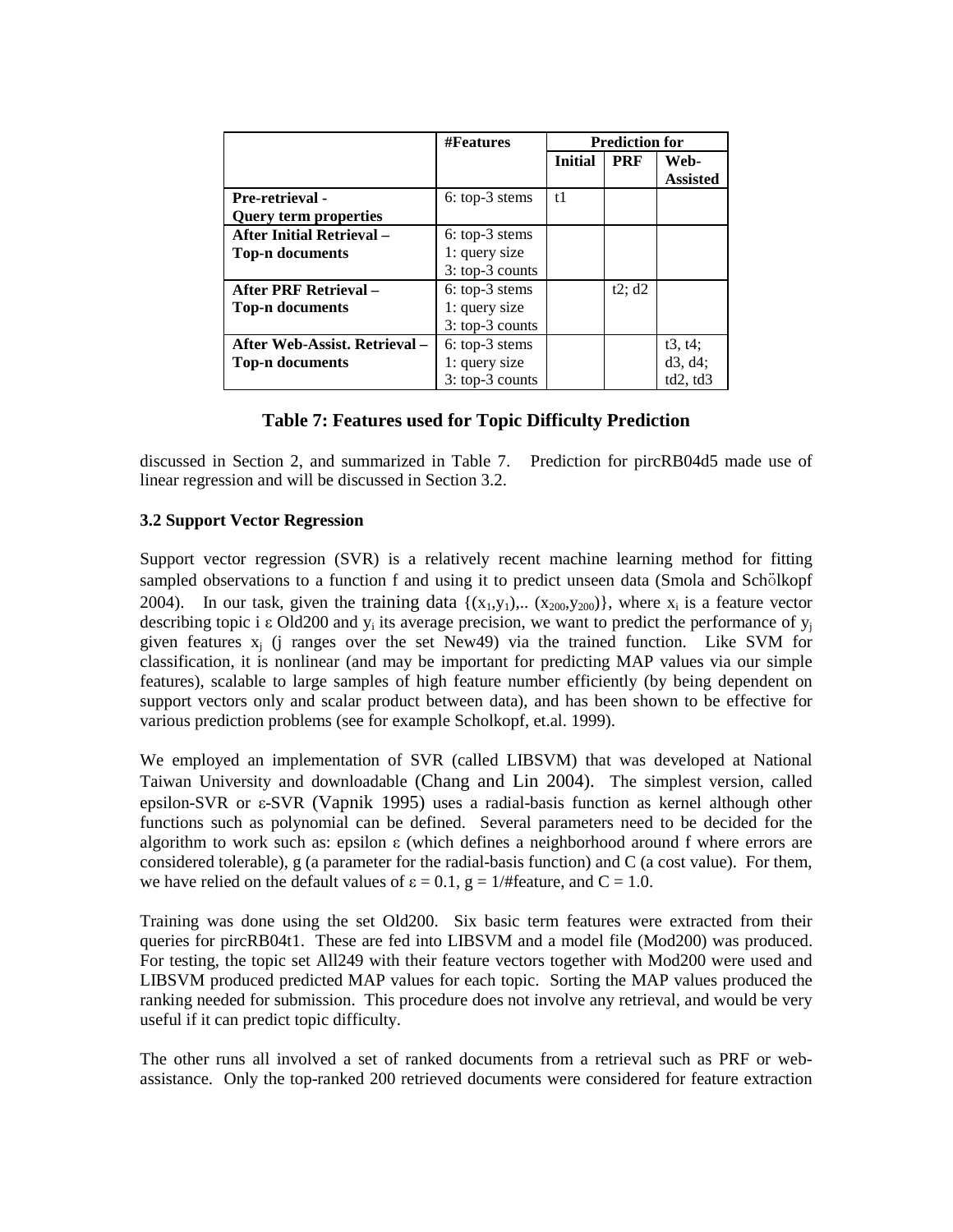| | #Features | Prediction for | | |
|---|---|---|---|---|
| | | Initial | PRF | Web-Assisted |
| **Pre-retrieval - Query term properties** | 6: top-3 stems | t1 | | |
| **After Initial Retrieval – Top-n documents** | 6: top-3 stems<br>1: query size<br>3: top-3 counts | | | |
| **After PRF Retrieval – Top-n documents** | 6: top-3 stems<br>1: query size<br>3: top-3 counts | | t2; d2 | |
| **After Web-Assist. Retrieval – Top-n documents** | 6: top-3 stems<br>1: query size<br>3: top-3 counts | | | t3, t4;<br>d3, d4;<br>td2, td3 |

**Table 7: Features used for Topic Difficulty Prediction**

discussed in Section 2, and summarized in Table 7. Prediction for pircRB04d5 made use of linear regression and will be discussed in Section 3.2.

### 3.2 Support Vector Regression

Support vector regression (SVR) is a relatively recent machine learning method for fitting sampled observations to a function f and using it to predict unseen data (Smola and Schölkopf 2004). In our task, given the training data $\{(x_1,y_1),.. (x_{200},y_{200})\}$, where $x_i$ is a feature vector describing topic i ε Old200 and $y_i$ its average precision, we want to predict the performance of $y_j$ given features $x_j$ (j ranges over the set New49) via the trained function. Like SVM for classification, it is nonlinear (and may be important for predicting MAP values via our simple features), scalable to large samples of high feature number efficiently (by being dependent on support vectors only and scalar product between data), and has been shown to be effective for various prediction problems (see for example Scholkopf, et.al. 1999).

We employed an implementation of SVR (called LIBSVM) that was developed at National Taiwan University and downloadable (Chang and Lin 2004). The simplest version, called epsilon-SVR or ε-SVR (Vapnik 1995) uses a radial-basis function as kernel although other functions such as polynomial can be defined. Several parameters need to be decided for the algorithm to work such as: epsilon ε (which defines a neighborhood around f where errors are considered tolerable), g (a parameter for the radial-basis function) and C (a cost value). For them, we have relied on the default values of $\varepsilon = 0.1$, g = 1/#feature, and $C = 1.0$.

Training was done using the set Old200. Six basic term features were extracted from their queries for pircRB04t1. These are fed into LIBSVM and a model file (Mod200) was produced. For testing, the topic set All249 with their feature vectors together with Mod200 were used and LIBSVM produced predicted MAP values for each topic. Sorting the MAP values produced the ranking needed for submission. This procedure does not involve any retrieval, and would be very useful if it can predict topic difficulty.

The other runs all involved a set of ranked documents from a retrieval such as PRF or web-assistance. Only the top-ranked 200 retrieved documents were considered for feature extraction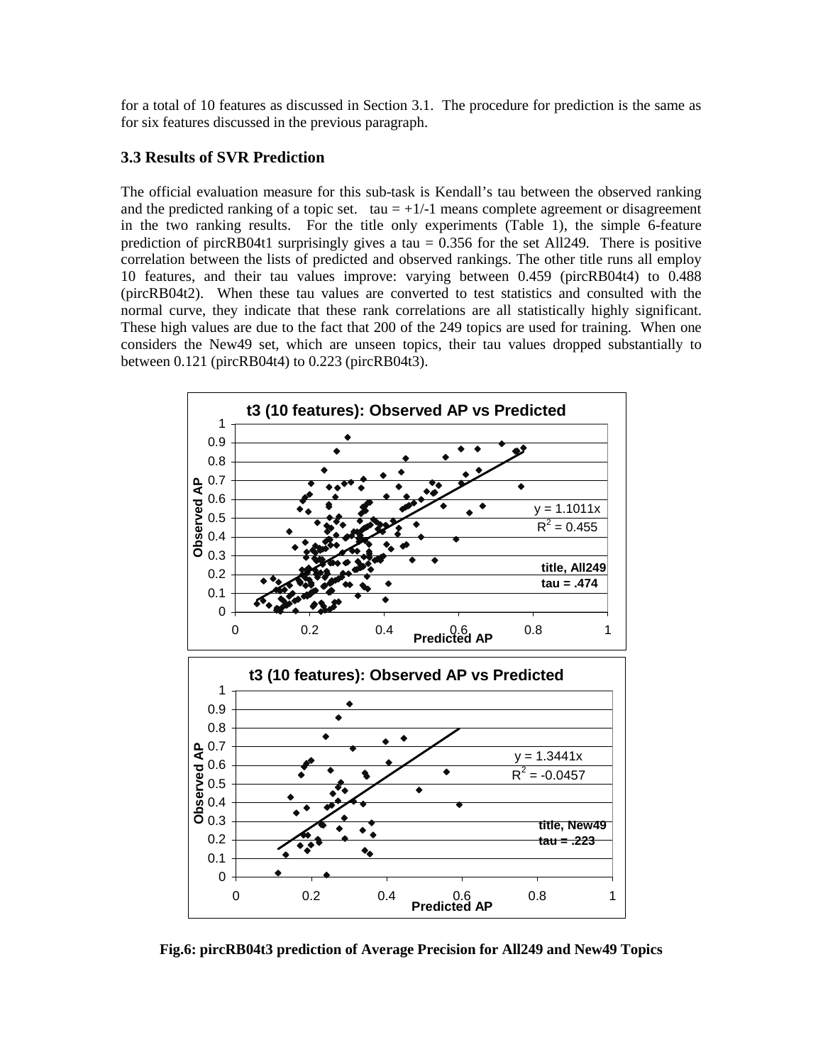for a total of 10 features as discussed in Section 3.1. The procedure for prediction is the same as for six features discussed in the previous paragraph.

### 3.3 Results of SVR Prediction

The official evaluation measure for this sub-task is Kendall's tau between the observed ranking and the predicted ranking of a topic set. tau = +1/-1 means complete agreement or disagreement in the two ranking results. For the title only experiments (Table 1), the simple 6-feature prediction of pircRB04t1 surprisingly gives a tau = 0.356 for the set All249. There is positive correlation between the lists of predicted and observed rankings. The other title runs all employ 10 features, and their tau values improve: varying between 0.459 (pircRB04t4) to 0.488 (pircRB04t2). When these tau values are converted to test statistics and consulted with the normal curve, they indicate that these rank correlations are all statistically highly significant. These high values are due to the fact that 200 of the 249 topics are used for training. When one considers the New49 set, which are unseen topics, their tau values dropped substantially to between 0.121 (pircRB04t4) to 0.223 (pircRB04t3).

**Fig.6: pircRB04t3 prediction of Average Precision for All249 and New49 Topics**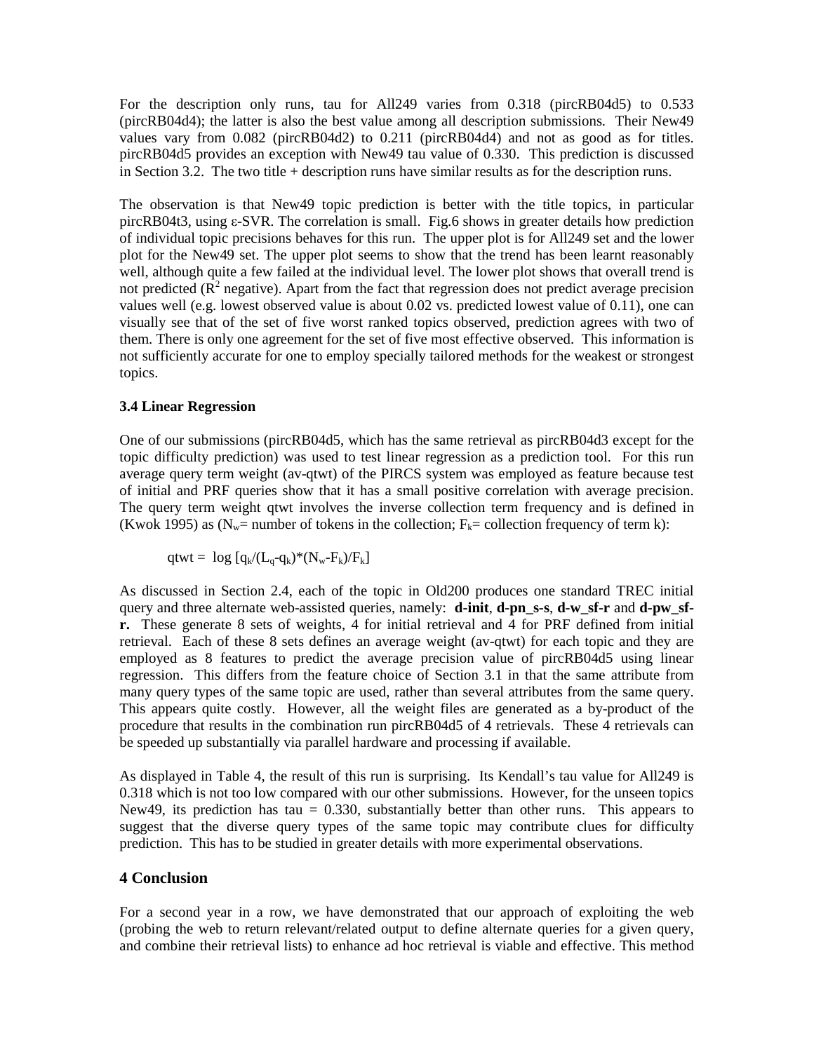For the description only runs, tau for All249 varies from 0.318 (pircRB04d5) to 0.533 (pircRB04d4); the latter is also the best value among all description submissions. Their New49 values vary from 0.082 (pircRB04d2) to 0.211 (pircRB04d4) and not as good as for titles. pircRB04d5 provides an exception with New49 tau value of 0.330. This prediction is discussed in Section 3.2. The two title + description runs have similar results as for the description runs.

The observation is that New49 topic prediction is better with the title topics, in particular pircRB04t3, using ε-SVR. The correlation is small. Fig.6 shows in greater details how prediction of individual topic precisions behaves for this run. The upper plot is for All249 set and the lower plot for the New49 set. The upper plot seems to show that the trend has been learnt reasonably well, although quite a few failed at the individual level. The lower plot shows that overall trend is not predicted ($R^2$ negative). Apart from the fact that regression does not predict average precision values well (e.g. lowest observed value is about 0.02 vs. predicted lowest value of 0.11), one can visually see that of the set of five worst ranked topics observed, prediction agrees with two of them. There is only one agreement for the set of five most effective observed. This information is not sufficiently accurate for one to employ specially tailored methods for the weakest or strongest topics.

### 3.4 Linear Regression

One of our submissions (pircRB04d5, which has the same retrieval as pircRB04d3 except for the topic difficulty prediction) was used to test linear regression as a prediction tool. For this run average query term weight (av-qtwt) of the PIRCS system was employed as feature because test of initial and PRF queries show that it has a small positive correlation with average precision. The query term weight qtwt involves the inverse collection term frequency and is defined in (Kwok 1995) as ($N_w$= number of tokens in the collection; $F_k$= collection frequency of term k):

$$\text{qtwt} = \log [q_k/(L_q-q_k)*(N_w-F_k)/F_k]$$

As discussed in Section 2.4, each of the topic in Old200 produces one standard TREC initial query and three alternate web-assisted queries, namely: **d-init**, **d-pn_s-s**, **d-w_sf-r** and **d-pw_sf-r.** These generate 8 sets of weights, 4 for initial retrieval and 4 for PRF defined from initial retrieval. Each of these 8 sets defines an average weight (av-qtwt) for each topic and they are employed as 8 features to predict the average precision value of pircRB04d5 using linear regression. This differs from the feature choice of Section 3.1 in that the same attribute from many query types of the same topic are used, rather than several attributes from the same query. This appears quite costly. However, all the weight files are generated as a by-product of the procedure that results in the combination run pircRB04d5 of 4 retrievals. These 4 retrievals can be speeded up substantially via parallel hardware and processing if available.

As displayed in Table 4, the result of this run is surprising. Its Kendall's tau value for All249 is 0.318 which is not too low compared with our other submissions. However, for the unseen topics New49, its prediction has tau = 0.330, substantially better than other runs. This appears to suggest that the diverse query types of the same topic may contribute clues for difficulty prediction. This has to be studied in greater details with more experimental observations.

## 4 Conclusion

For a second year in a row, we have demonstrated that our approach of exploiting the web (probing the web to return relevant/related output to define alternate queries for a given query, and combine their retrieval lists) to enhance ad hoc retrieval is viable and effective. This method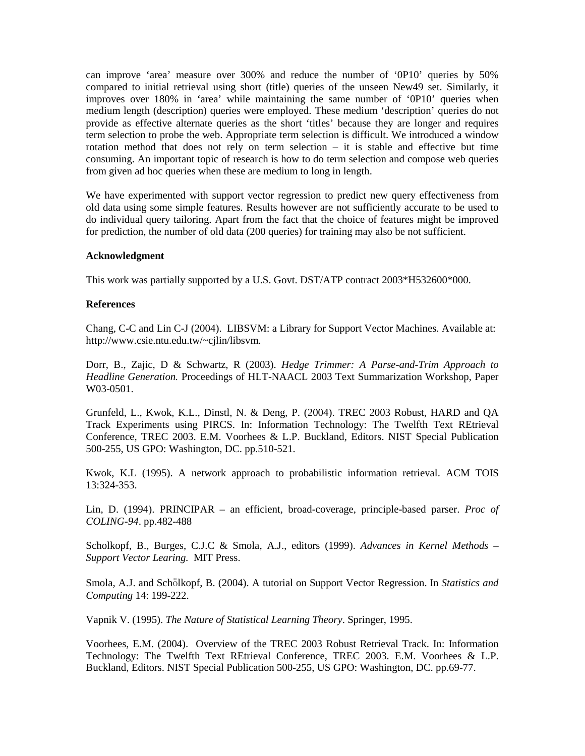can improve 'area' measure over 300% and reduce the number of '0P10' queries by 50% compared to initial retrieval using short (title) queries of the unseen New49 set. Similarly, it improves over 180% in 'area' while maintaining the same number of '0P10' queries when medium length (description) queries were employed. These medium 'description' queries do not provide as effective alternate queries as the short 'titles' because they are longer and requires term selection to probe the web. Appropriate term selection is difficult. We introduced a window rotation method that does not rely on term selection – it is stable and effective but time consuming. An important topic of research is how to do term selection and compose web queries from given ad hoc queries when these are medium to long in length.

We have experimented with support vector regression to predict new query effectiveness from old data using some simple features. Results however are not sufficiently accurate to be used to do individual query tailoring. Apart from the fact that the choice of features might be improved for prediction, the number of old data (200 queries) for training may also be not sufficient.

**Acknowledgment**

This work was partially supported by a U.S. Govt. DST/ATP contract 2003*H532600*000.

**References**

Chang, C-C and Lin C-J (2004). LIBSVM: a Library for Support Vector Machines. Available at: http://www.csie.ntu.edu.tw/~cjlin/libsvm.

Dorr, B., Zajic, D & Schwartz, R (2003). *Hedge Trimmer: A Parse-and-Trim Approach to Headline Generation.* Proceedings of HLT-NAACL 2003 Text Summarization Workshop, Paper W03-0501.

Grunfeld, L., Kwok, K.L., Dinstl, N. & Deng, P. (2004). TREC 2003 Robust, HARD and QA Track Experiments using PIRCS. In: Information Technology: The Twelfth Text REtrieval Conference, TREC 2003. E.M. Voorhees & L.P. Buckland, Editors. NIST Special Publication 500-255, US GPO: Washington, DC. pp.510-521.

Kwok, K.L (1995). A network approach to probabilistic information retrieval. ACM TOIS 13:324-353.

Lin, D. (1994). PRINCIPAR – an efficient, broad-coverage, principle-based parser. *Proc of COLING-94*. pp.482-488

Scholkopf, B., Burges, C.J.C & Smola, A.J., editors (1999). *Advances in Kernel Methods – Support Vector Learing.* MIT Press.

Smola, A.J. and Schölkopf, B. (2004). A tutorial on Support Vector Regression. In *Statistics and Computing* 14: 199-222.

Vapnik V. (1995). *The Nature of Statistical Learning Theory*. Springer, 1995.

Voorhees, E.M. (2004). Overview of the TREC 2003 Robust Retrieval Track. In: Information Technology: The Twelfth Text REtrieval Conference, TREC 2003. E.M. Voorhees & L.P. Buckland, Editors. NIST Special Publication 500-255, US GPO: Washington, DC. pp.69-77.